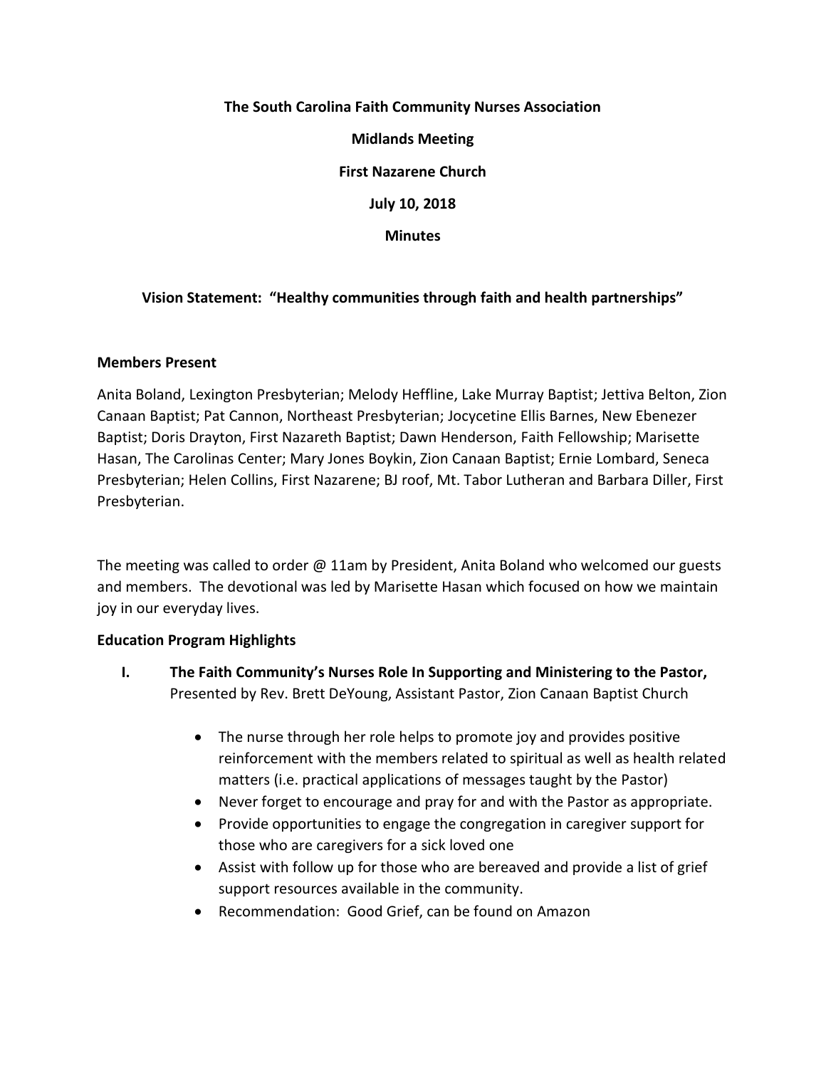**The South Carolina Faith Community Nurses Association**

**Midlands Meeting**

**First Nazarene Church**

**July 10, 2018**

**Minutes**

**Vision Statement: "Healthy communities through faith and health partnerships"**

**Members Present**

Anita Boland, Lexington Presbyterian; Melody Heffline, Lake Murray Baptist; Jettiva Belton, Zion Canaan Baptist; Pat Cannon, Northeast Presbyterian; Jocycetine Ellis Barnes, New Ebenezer Baptist; Doris Drayton, First Nazareth Baptist; Dawn Henderson, Faith Fellowship; Marisette Hasan, The Carolinas Center; Mary Jones Boykin, Zion Canaan Baptist; Ernie Lombard, Seneca Presbyterian; Helen Collins, First Nazarene; BJ roof, Mt. Tabor Lutheran and Barbara Diller, First Presbyterian.

The meeting was called to order @ 11am by President, Anita Boland who welcomed our guests and members. The devotional was led by Marisette Hasan which focused on how we maintain joy in our everyday lives.

**Education Program Highlights**

I. **The Faith Community's Nurses Role In Supporting and Ministering to the Pastor,** Presented by Rev. Brett DeYoung, Assistant Pastor, Zion Canaan Baptist Church

- The nurse through her role helps to promote joy and provides positive reinforcement with the members related to spiritual as well as health related matters (i.e. practical applications of messages taught by the Pastor)
- Never forget to encourage and pray for and with the Pastor as appropriate.
- Provide opportunities to engage the congregation in caregiver support for those who are caregivers for a sick loved one
- Assist with follow up for those who are bereaved and provide a list of grief support resources available in the community.
- Recommendation: Good Grief, can be found on Amazon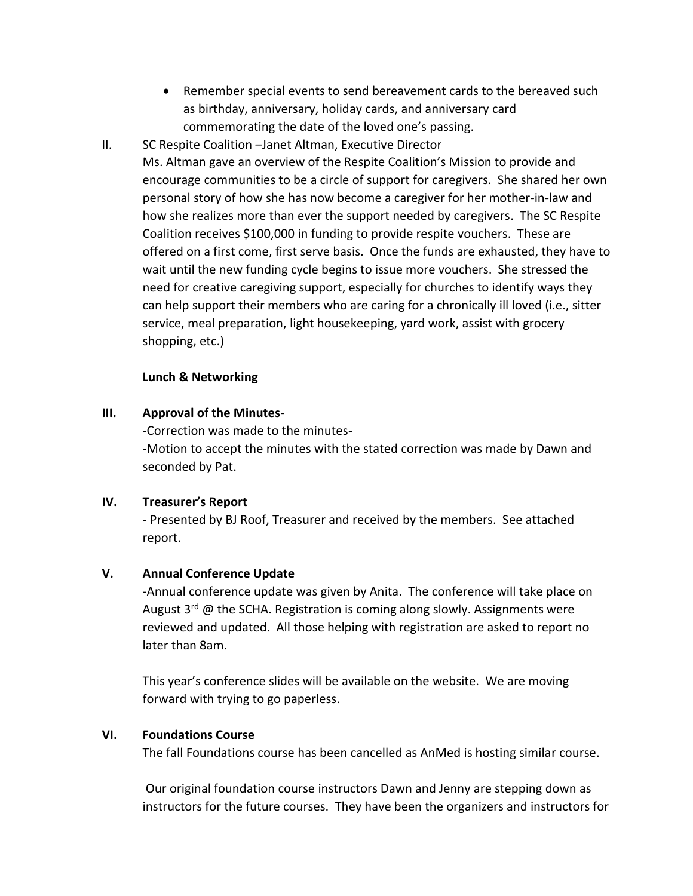- Remember special events to send bereavement cards to the bereaved such as birthday, anniversary, holiday cards, and anniversary card commemorating the date of the loved one's passing.

II. SC Respite Coalition –Janet Altman, Executive Director

Ms. Altman gave an overview of the Respite Coalition's Mission to provide and encourage communities to be a circle of support for caregivers. She shared her own personal story of how she has now become a caregiver for her mother-in-law and how she realizes more than ever the support needed by caregivers. The SC Respite Coalition receives $100,000 in funding to provide respite vouchers. These are offered on a first come, first serve basis. Once the funds are exhausted, they have to wait until the new funding cycle begins to issue more vouchers. She stressed the need for creative caregiving support, especially for churches to identify ways they can help support their members who are caring for a chronically ill loved (i.e., sitter service, meal preparation, light housekeeping, yard work, assist with grocery shopping, etc.)

**Lunch & Networking**

**III. Approval of the Minutes**-

-Correction was made to the minutes-

-Motion to accept the minutes with the stated correction was made by Dawn and seconded by Pat.

**IV. Treasurer's Report**

- Presented by BJ Roof, Treasurer and received by the members. See attached report.

**V. Annual Conference Update**

-Annual conference update was given by Anita. The conference will take place on August 3rd @ the SCHA. Registration is coming along slowly. Assignments were reviewed and updated. All those helping with registration are asked to report no later than 8am.

This year's conference slides will be available on the website. We are moving forward with trying to go paperless.

**VI. Foundations Course**

The fall Foundations course has been cancelled as AnMed is hosting similar course.

Our original foundation course instructors Dawn and Jenny are stepping down as instructors for the future courses. They have been the organizers and instructors for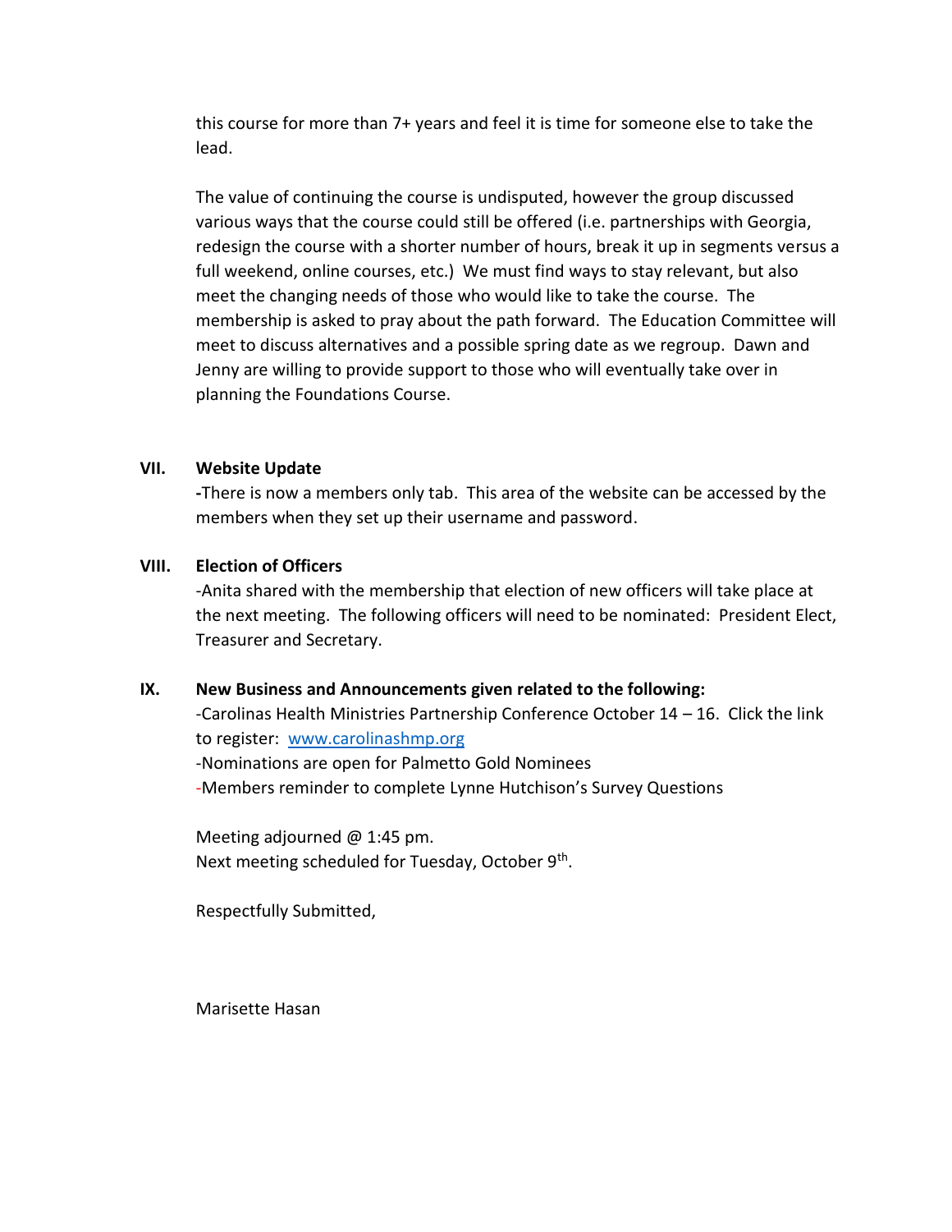this course for more than 7+ years and feel it is time for someone else to take the lead.

The value of continuing the course is undisputed, however the group discussed various ways that the course could still be offered (i.e. partnerships with Georgia, redesign the course with a shorter number of hours, break it up in segments versus a full weekend, online courses, etc.) We must find ways to stay relevant, but also meet the changing needs of those who would like to take the course. The membership is asked to pray about the path forward. The Education Committee will meet to discuss alternatives and a possible spring date as we regroup. Dawn and Jenny are willing to provide support to those who will eventually take over in planning the Foundations Course.

**VII. Website Update**

-There is now a members only tab. This area of the website can be accessed by the members when they set up their username and password.

**VIII. Election of Officers**

-Anita shared with the membership that election of new officers will take place at the next meeting. The following officers will need to be nominated: President Elect, Treasurer and Secretary.

**IX. New Business and Announcements given related to the following:**

-Carolinas Health Ministries Partnership Conference October 14 – 16. Click the link to register: [www.carolinashmp.org](http://www.carolinashmp.org)
-Nominations are open for Palmetto Gold Nominees
-Members reminder to complete Lynne Hutchison's Survey Questions

Meeting adjourned @ 1:45 pm.
Next meeting scheduled for Tuesday, October 9th.

Respectfully Submitted,

Marisette Hasan